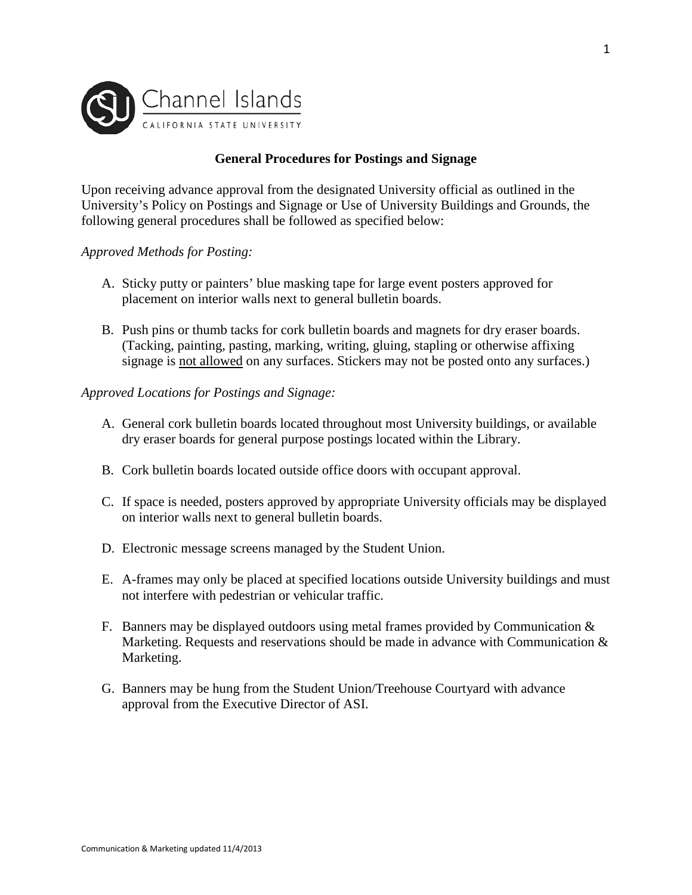Channel Islands
CALIFORNIA STATE UNIVERSITY

## General Procedures for Postings and Signage

Upon receiving advance approval from the designated University official as outlined in the University's Policy on Postings and Signage or Use of University Buildings and Grounds, the following general procedures shall be followed as specified below:

*Approved Methods for Posting:*

A. Sticky putty or painters' blue masking tape for large event posters approved for placement on interior walls next to general bulletin boards.

B. Push pins or thumb tacks for cork bulletin boards and magnets for dry eraser boards. (Tacking, painting, pasting, marking, writing, gluing, stapling or otherwise affixing signage is <u>not allowed</u> on any surfaces. Stickers may not be posted onto any surfaces.)

*Approved Locations for Postings and Signage:*

A. General cork bulletin boards located throughout most University buildings, or available dry eraser boards for general purpose postings located within the Library.

B. Cork bulletin boards located outside office doors with occupant approval.

C. If space is needed, posters approved by appropriate University officials may be displayed on interior walls next to general bulletin boards.

D. Electronic message screens managed by the Student Union.

E. A-frames may only be placed at specified locations outside University buildings and must not interfere with pedestrian or vehicular traffic.

F. Banners may be displayed outdoors using metal frames provided by Communication & Marketing. Requests and reservations should be made in advance with Communication & Marketing.

G. Banners may be hung from the Student Union/Treehouse Courtyard with advance approval from the Executive Director of ASI.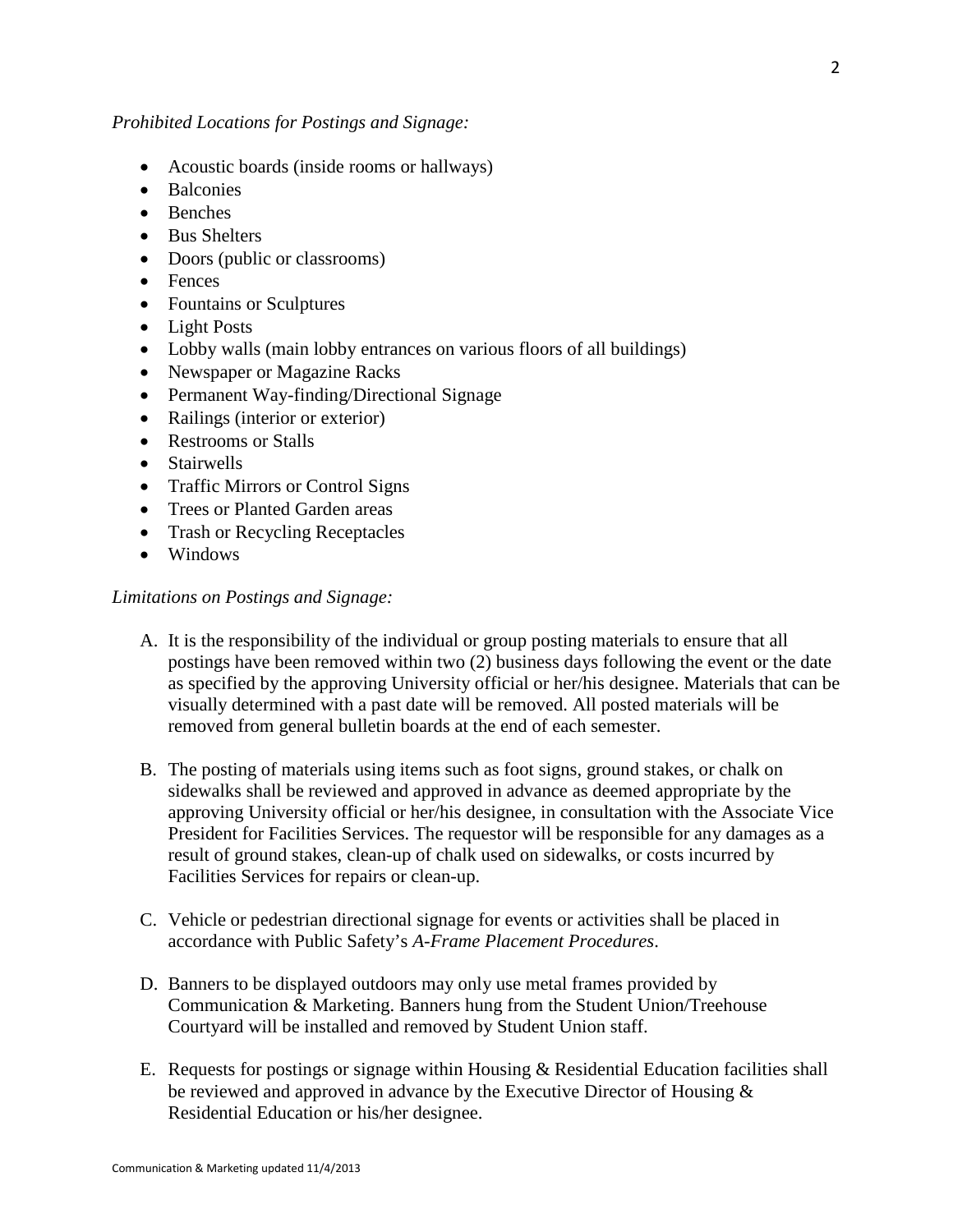*Prohibited Locations for Postings and Signage:*

- Acoustic boards (inside rooms or hallways)
- Balconies
- Benches
- Bus Shelters
- Doors (public or classrooms)
- Fences
- Fountains or Sculptures
- Light Posts
- Lobby walls (main lobby entrances on various floors of all buildings)
- Newspaper or Magazine Racks
- Permanent Way-finding/Directional Signage
- Railings (interior or exterior)
- Restrooms or Stalls
- Stairwells
- Traffic Mirrors or Control Signs
- Trees or Planted Garden areas
- Trash or Recycling Receptacles
- Windows

*Limitations on Postings and Signage:*

A. It is the responsibility of the individual or group posting materials to ensure that all postings have been removed within two (2) business days following the event or the date as specified by the approving University official or her/his designee. Materials that can be visually determined with a past date will be removed. All posted materials will be removed from general bulletin boards at the end of each semester.

B. The posting of materials using items such as foot signs, ground stakes, or chalk on sidewalks shall be reviewed and approved in advance as deemed appropriate by the approving University official or her/his designee, in consultation with the Associate Vice President for Facilities Services. The requestor will be responsible for any damages as a result of ground stakes, clean-up of chalk used on sidewalks, or costs incurred by Facilities Services for repairs or clean-up.

C. Vehicle or pedestrian directional signage for events or activities shall be placed in accordance with Public Safety's *A-Frame Placement Procedures*.

D. Banners to be displayed outdoors may only use metal frames provided by Communication & Marketing. Banners hung from the Student Union/Treehouse Courtyard will be installed and removed by Student Union staff.

E. Requests for postings or signage within Housing & Residential Education facilities shall be reviewed and approved in advance by the Executive Director of Housing & Residential Education or his/her designee.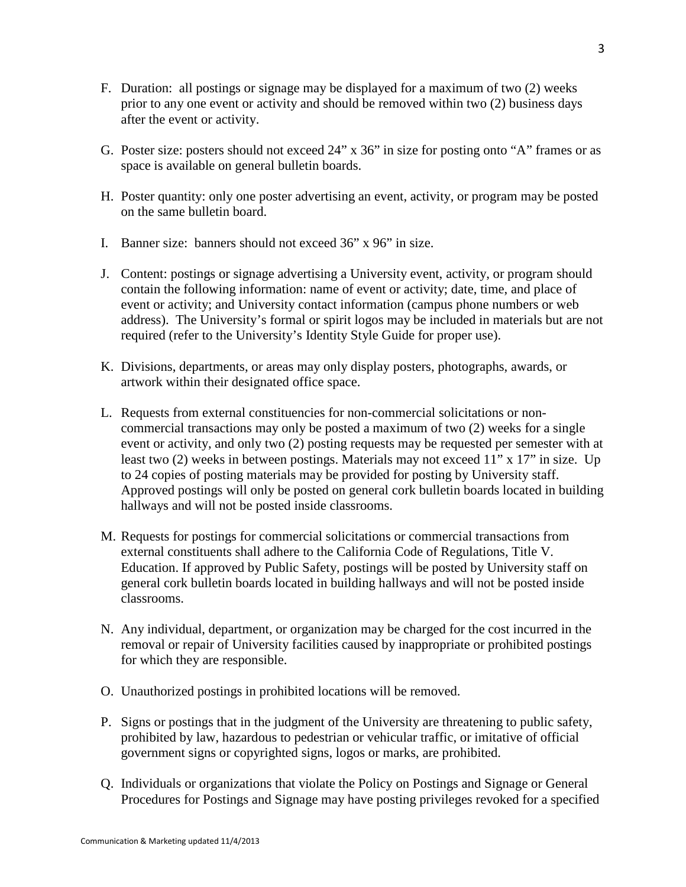F. Duration: all postings or signage may be displayed for a maximum of two (2) weeks prior to any one event or activity and should be removed within two (2) business days after the event or activity.

G. Poster size: posters should not exceed 24" x 36" in size for posting onto "A" frames or as space is available on general bulletin boards.

H. Poster quantity: only one poster advertising an event, activity, or program may be posted on the same bulletin board.

I. Banner size: banners should not exceed 36" x 96" in size.

J. Content: postings or signage advertising a University event, activity, or program should contain the following information: name of event or activity; date, time, and place of event or activity; and University contact information (campus phone numbers or web address). The University's formal or spirit logos may be included in materials but are not required (refer to the University's Identity Style Guide for proper use).

K. Divisions, departments, or areas may only display posters, photographs, awards, or artwork within their designated office space.

L. Requests from external constituencies for non-commercial solicitations or non-commercial transactions may only be posted a maximum of two (2) weeks for a single event or activity, and only two (2) posting requests may be requested per semester with at least two (2) weeks in between postings. Materials may not exceed 11" x 17" in size. Up to 24 copies of posting materials may be provided for posting by University staff. Approved postings will only be posted on general cork bulletin boards located in building hallways and will not be posted inside classrooms.

M. Requests for postings for commercial solicitations or commercial transactions from external constituents shall adhere to the California Code of Regulations, Title V. Education. If approved by Public Safety, postings will be posted by University staff on general cork bulletin boards located in building hallways and will not be posted inside classrooms.

N. Any individual, department, or organization may be charged for the cost incurred in the removal or repair of University facilities caused by inappropriate or prohibited postings for which they are responsible.

O. Unauthorized postings in prohibited locations will be removed.

P. Signs or postings that in the judgment of the University are threatening to public safety, prohibited by law, hazardous to pedestrian or vehicular traffic, or imitative of official government signs or copyrighted signs, logos or marks, are prohibited.

Q. Individuals or organizations that violate the Policy on Postings and Signage or General Procedures for Postings and Signage may have posting privileges revoked for a specified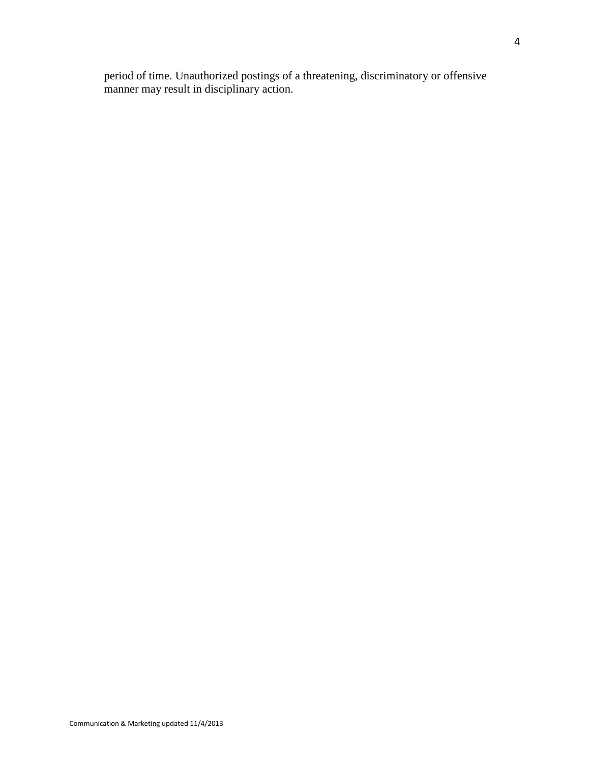period of time. Unauthorized postings of a threatening, discriminatory or offensive manner may result in disciplinary action.